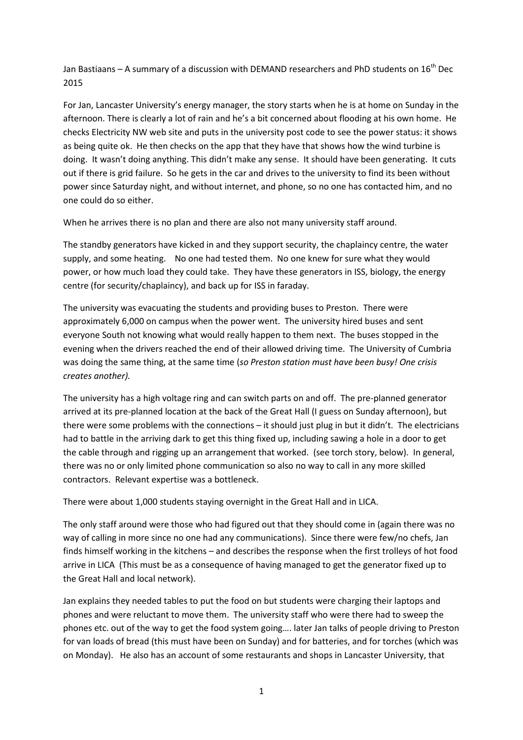Jan Bastiaans – A summary of a discussion with DEMAND researchers and PhD students on 16th Dec 2015

For Jan, Lancaster University's energy manager, the story starts when he is at home on Sunday in the afternoon. There is clearly a lot of rain and he's a bit concerned about flooding at his own home. He checks Electricity NW web site and puts in the university post code to see the power status: it shows as being quite ok. He then checks on the app that they have that shows how the wind turbine is doing. It wasn't doing anything. This didn't make any sense. It should have been generating. It cuts out if there is grid failure. So he gets in the car and drives to the university to find its been without power since Saturday night, and without internet, and phone, so no one has contacted him, and no one could do so either.

When he arrives there is no plan and there are also not many university staff around.

The standby generators have kicked in and they support security, the chaplaincy centre, the water supply, and some heating. No one had tested them. No one knew for sure what they would power, or how much load they could take. They have these generators in ISS, biology, the energy centre (for security/chaplaincy), and back up for ISS in faraday.

The university was evacuating the students and providing buses to Preston. There were approximately 6,000 on campus when the power went. The university hired buses and sent everyone South not knowing what would really happen to them next. The buses stopped in the evening when the drivers reached the end of their allowed driving time. The University of Cumbria was doing the same thing, at the same time (*so Preston station must have been busy! One crisis creates another).*

The university has a high voltage ring and can switch parts on and off. The pre-planned generator arrived at its pre-planned location at the back of the Great Hall (I guess on Sunday afternoon), but there were some problems with the connections – it should just plug in but it didn't. The electricians had to battle in the arriving dark to get this thing fixed up, including sawing a hole in a door to get the cable through and rigging up an arrangement that worked. (see torch story, below). In general, there was no or only limited phone communication so also no way to call in any more skilled contractors. Relevant expertise was a bottleneck.

There were about 1,000 students staying overnight in the Great Hall and in LICA.

The only staff around were those who had figured out that they should come in (again there was no way of calling in more since no one had any communications). Since there were few/no chefs, Jan finds himself working in the kitchens – and describes the response when the first trolleys of hot food arrive in LICA (This must be as a consequence of having managed to get the generator fixed up to the Great Hall and local network).

Jan explains they needed tables to put the food on but students were charging their laptops and phones and were reluctant to move them. The university staff who were there had to sweep the phones etc. out of the way to get the food system going…. later Jan talks of people driving to Preston for van loads of bread (this must have been on Sunday) and for batteries, and for torches (which was on Monday). He also has an account of some restaurants and shops in Lancaster University, that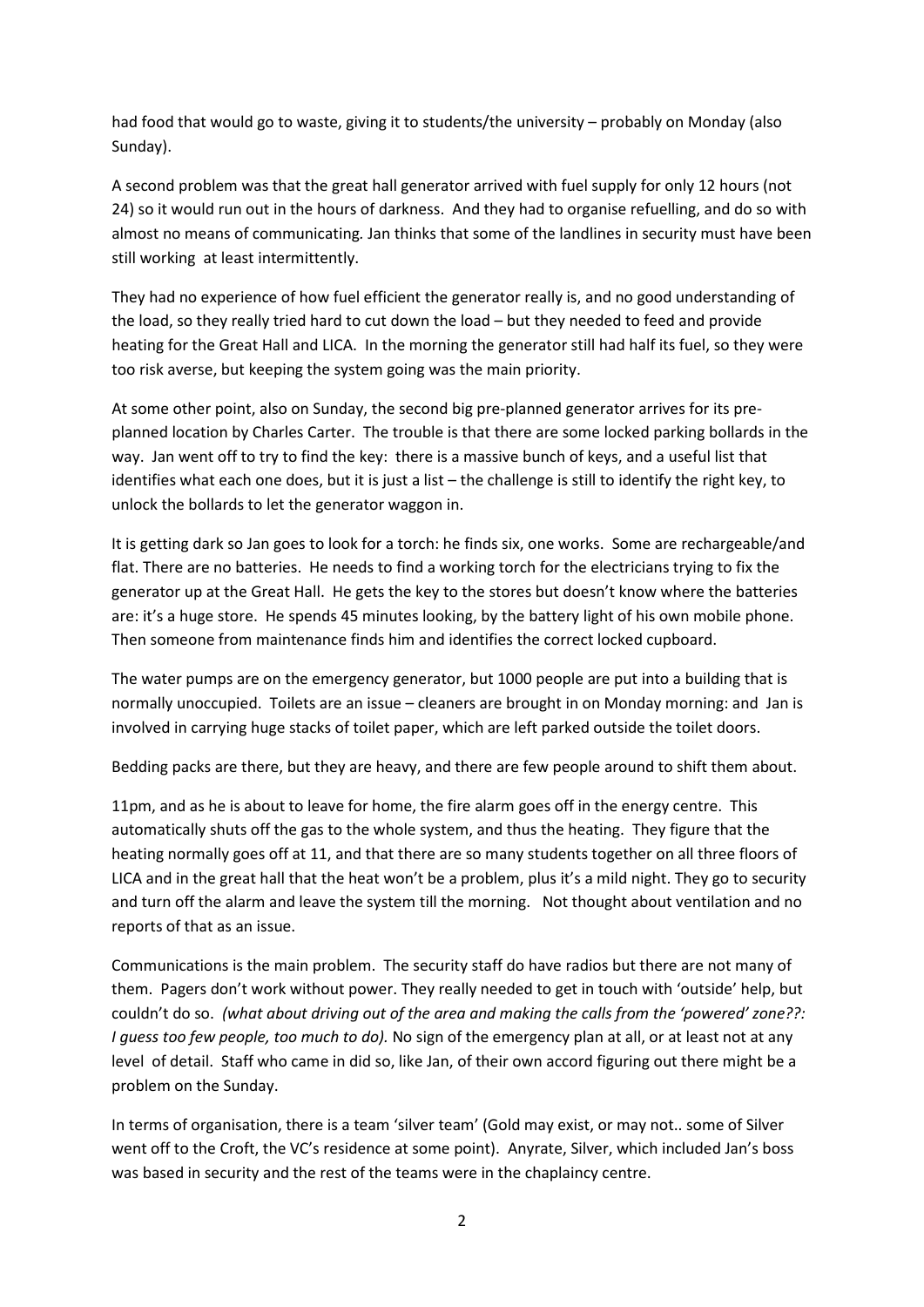had food that would go to waste, giving it to students/the university – probably on Monday (also Sunday).

A second problem was that the great hall generator arrived with fuel supply for only 12 hours (not 24) so it would run out in the hours of darkness. And they had to organise refuelling, and do so with almost no means of communicating. Jan thinks that some of the landlines in security must have been still working at least intermittently.

They had no experience of how fuel efficient the generator really is, and no good understanding of the load, so they really tried hard to cut down the load – but they needed to feed and provide heating for the Great Hall and LICA. In the morning the generator still had half its fuel, so they were too risk averse, but keeping the system going was the main priority.

At some other point, also on Sunday, the second big pre-planned generator arrives for its pre-planned location by Charles Carter. The trouble is that there are some locked parking bollards in the way. Jan went off to try to find the key: there is a massive bunch of keys, and a useful list that identifies what each one does, but it is just a list – the challenge is still to identify the right key, to unlock the bollards to let the generator waggon in.

It is getting dark so Jan goes to look for a torch: he finds six, one works. Some are rechargeable/and flat. There are no batteries. He needs to find a working torch for the electricians trying to fix the generator up at the Great Hall. He gets the key to the stores but doesn't know where the batteries are: it's a huge store. He spends 45 minutes looking, by the battery light of his own mobile phone. Then someone from maintenance finds him and identifies the correct locked cupboard.

The water pumps are on the emergency generator, but 1000 people are put into a building that is normally unoccupied. Toilets are an issue – cleaners are brought in on Monday morning: and Jan is involved in carrying huge stacks of toilet paper, which are left parked outside the toilet doors.

Bedding packs are there, but they are heavy, and there are few people around to shift them about.

11pm, and as he is about to leave for home, the fire alarm goes off in the energy centre. This automatically shuts off the gas to the whole system, and thus the heating. They figure that the heating normally goes off at 11, and that there are so many students together on all three floors of LICA and in the great hall that the heat won't be a problem, plus it's a mild night. They go to security and turn off the alarm and leave the system till the morning. Not thought about ventilation and no reports of that as an issue.

Communications is the main problem. The security staff do have radios but there are not many of them. Pagers don't work without power. They really needed to get in touch with 'outside' help, but couldn't do so. *(what about driving out of the area and making the calls from the 'powered' zone??: I guess too few people, too much to do).* No sign of the emergency plan at all, or at least not at any level of detail. Staff who came in did so, like Jan, of their own accord figuring out there might be a problem on the Sunday.

In terms of organisation, there is a team 'silver team' (Gold may exist, or may not.. some of Silver went off to the Croft, the VC's residence at some point). Anyrate, Silver, which included Jan's boss was based in security and the rest of the teams were in the chaplaincy centre.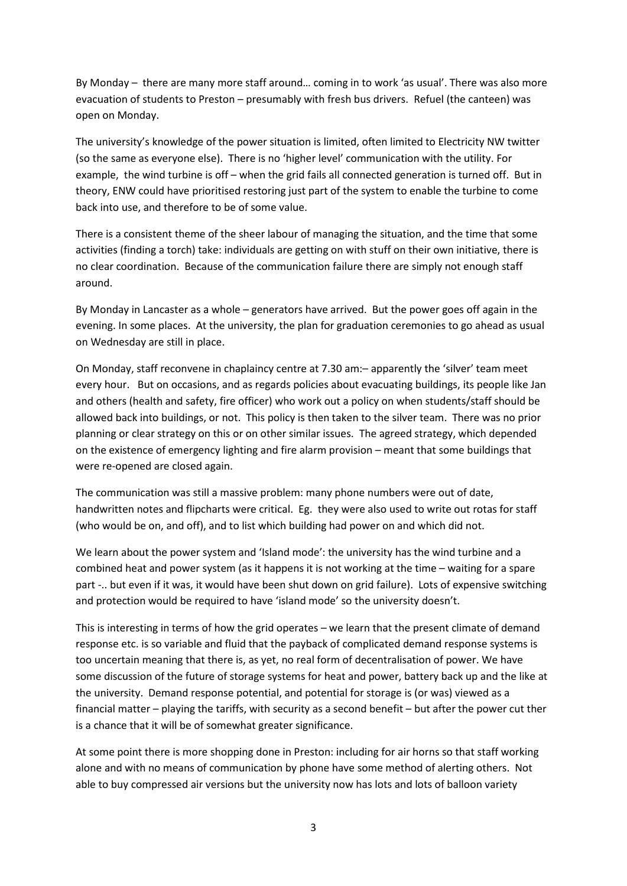By Monday – there are many more staff around… coming in to work 'as usual'. There was also more evacuation of students to Preston – presumably with fresh bus drivers. Refuel (the canteen) was open on Monday.

The university's knowledge of the power situation is limited, often limited to Electricity NW twitter (so the same as everyone else). There is no 'higher level' communication with the utility. For example, the wind turbine is off – when the grid fails all connected generation is turned off. But in theory, ENW could have prioritised restoring just part of the system to enable the turbine to come back into use, and therefore to be of some value.

There is a consistent theme of the sheer labour of managing the situation, and the time that some activities (finding a torch) take: individuals are getting on with stuff on their own initiative, there is no clear coordination. Because of the communication failure there are simply not enough staff around.

By Monday in Lancaster as a whole – generators have arrived. But the power goes off again in the evening. In some places. At the university, the plan for graduation ceremonies to go ahead as usual on Wednesday are still in place.

On Monday, staff reconvene in chaplaincy centre at 7.30 am:– apparently the 'silver' team meet every hour. But on occasions, and as regards policies about evacuating buildings, its people like Jan and others (health and safety, fire officer) who work out a policy on when students/staff should be allowed back into buildings, or not. This policy is then taken to the silver team. There was no prior planning or clear strategy on this or on other similar issues. The agreed strategy, which depended on the existence of emergency lighting and fire alarm provision – meant that some buildings that were re-opened are closed again.

The communication was still a massive problem: many phone numbers were out of date, handwritten notes and flipcharts were critical. Eg. they were also used to write out rotas for staff (who would be on, and off), and to list which building had power on and which did not.

We learn about the power system and 'Island mode': the university has the wind turbine and a combined heat and power system (as it happens it is not working at the time – waiting for a spare part -.. but even if it was, it would have been shut down on grid failure). Lots of expensive switching and protection would be required to have 'island mode' so the university doesn't.

This is interesting in terms of how the grid operates – we learn that the present climate of demand response etc. is so variable and fluid that the payback of complicated demand response systems is too uncertain meaning that there is, as yet, no real form of decentralisation of power. We have some discussion of the future of storage systems for heat and power, battery back up and the like at the university. Demand response potential, and potential for storage is (or was) viewed as a financial matter – playing the tariffs, with security as a second benefit – but after the power cut ther is a chance that it will be of somewhat greater significance.

At some point there is more shopping done in Preston: including for air horns so that staff working alone and with no means of communication by phone have some method of alerting others. Not able to buy compressed air versions but the university now has lots and lots of balloon variety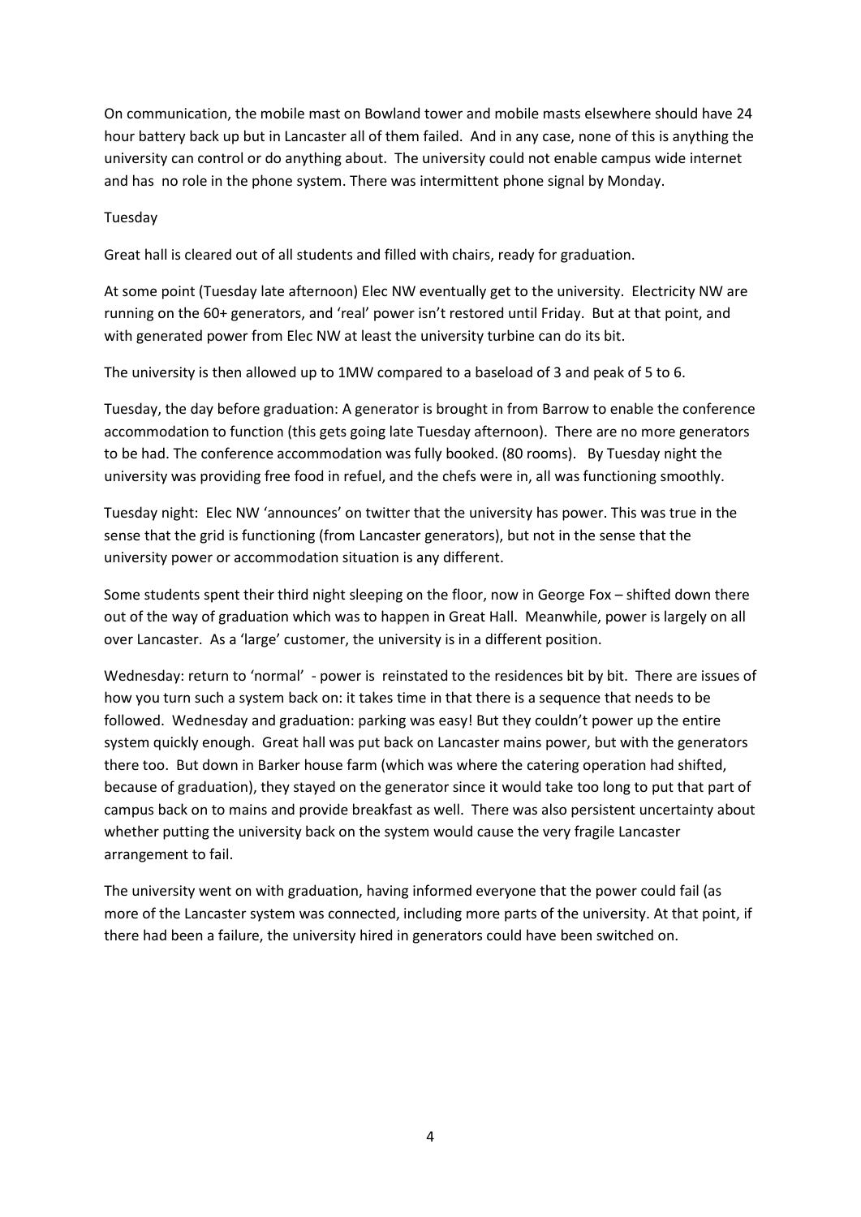On communication, the mobile mast on Bowland tower and mobile masts elsewhere should have 24 hour battery back up but in Lancaster all of them failed. And in any case, none of this is anything the university can control or do anything about. The university could not enable campus wide internet and has no role in the phone system. There was intermittent phone signal by Monday.

Tuesday

Great hall is cleared out of all students and filled with chairs, ready for graduation.

At some point (Tuesday late afternoon) Elec NW eventually get to the university. Electricity NW are running on the 60+ generators, and 'real' power isn't restored until Friday. But at that point, and with generated power from Elec NW at least the university turbine can do its bit.

The university is then allowed up to 1MW compared to a baseload of 3 and peak of 5 to 6.

Tuesday, the day before graduation: A generator is brought in from Barrow to enable the conference accommodation to function (this gets going late Tuesday afternoon). There are no more generators to be had. The conference accommodation was fully booked. (80 rooms). By Tuesday night the university was providing free food in refuel, and the chefs were in, all was functioning smoothly.

Tuesday night: Elec NW 'announces' on twitter that the university has power. This was true in the sense that the grid is functioning (from Lancaster generators), but not in the sense that the university power or accommodation situation is any different.

Some students spent their third night sleeping on the floor, now in George Fox – shifted down there out of the way of graduation which was to happen in Great Hall. Meanwhile, power is largely on all over Lancaster. As a 'large' customer, the university is in a different position.

Wednesday: return to 'normal' - power is reinstated to the residences bit by bit. There are issues of how you turn such a system back on: it takes time in that there is a sequence that needs to be followed. Wednesday and graduation: parking was easy! But they couldn't power up the entire system quickly enough. Great hall was put back on Lancaster mains power, but with the generators there too. But down in Barker house farm (which was where the catering operation had shifted, because of graduation), they stayed on the generator since it would take too long to put that part of campus back on to mains and provide breakfast as well. There was also persistent uncertainty about whether putting the university back on the system would cause the very fragile Lancaster arrangement to fail.

The university went on with graduation, having informed everyone that the power could fail (as more of the Lancaster system was connected, including more parts of the university. At that point, if there had been a failure, the university hired in generators could have been switched on.